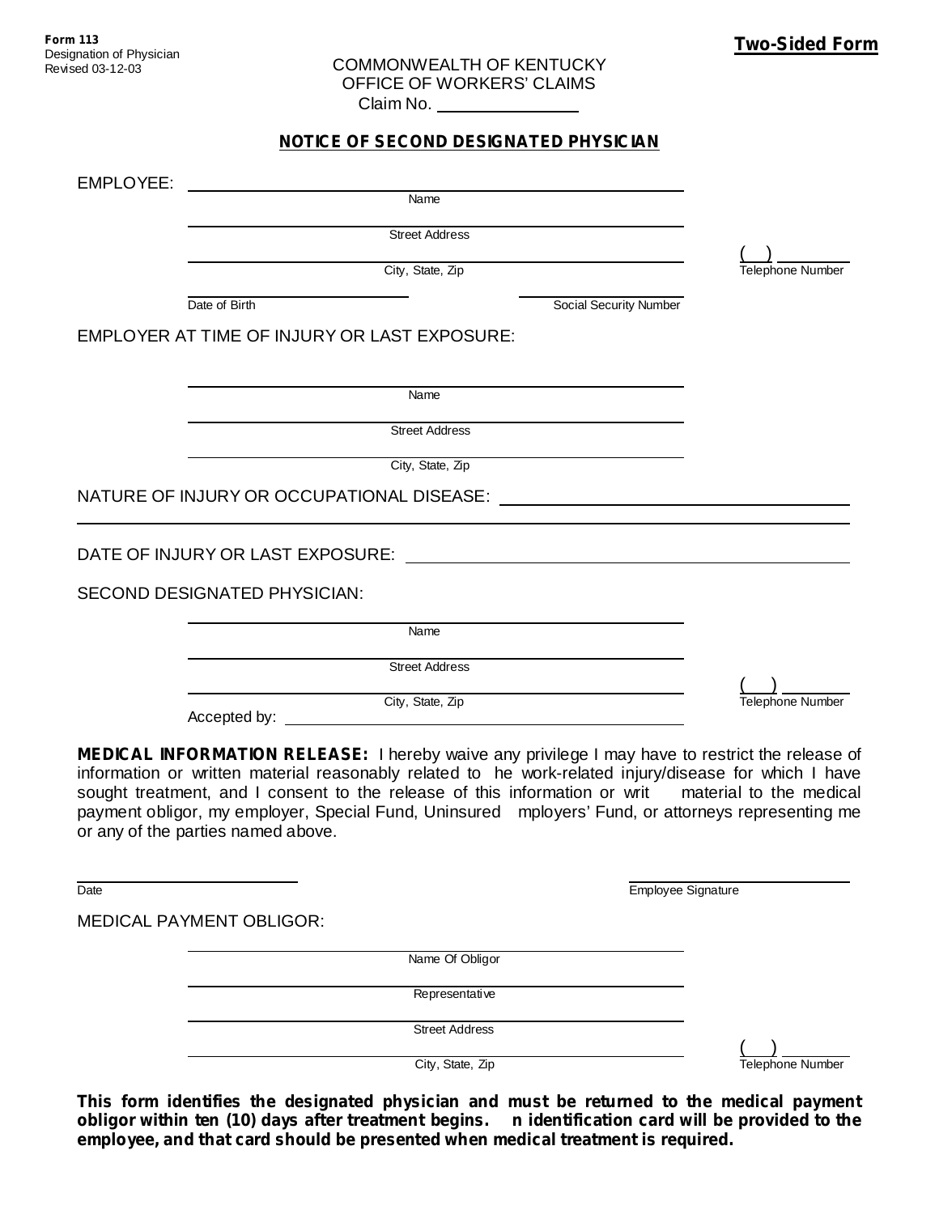**Form 113**
Designation of Physician
Revised 03-12-03

**Two-Sided Form**

COMMONWEALTH OF KENTUCKY
OFFICE OF WORKERS' CLAIMS
Claim No. ______________

## NOTICE OF SECOND DESIGNATED PHYSICIAN

EMPLOYEE:

______________________________
Name

______________________________
Street Address

______________________________ ( ) ________
City, State, Zip Telephone Number

______________ ______________
Date of Birth Social Security Number

EMPLOYER AT TIME OF INJURY OR LAST EXPOSURE:

______________________________
Name

______________________________
Street Address

______________________________
City, State, Zip

NATURE OF INJURY OR OCCUPATIONAL DISEASE: ______________________________

DATE OF INJURY OR LAST EXPOSURE: ______________________________

SECOND DESIGNATED PHYSICIAN:

______________________________
Name

______________________________
Street Address

______________________________ ( ) ________
City, State, Zip Telephone Number

Accepted by: ______________________________

**MEDICAL INFORMATION RELEASE:** I hereby waive any privilege I may have to restrict the release of information or written material reasonably related to he work-related injury/disease for which I have sought treatment, and I consent to the release of this information or writ material to the medical payment obligor, my employer, Special Fund, Uninsured mployers' Fund, or attorneys representing me or any of the parties named above.

______________ ______________
Date Employee Signature

MEDICAL PAYMENT OBLIGOR:

______________________________
Name Of Obligor

______________________________
Representative

______________________________
Street Address

______________________________ ( ) ________
City, State, Zip Telephone Number

**This form identifies the designated physician and must be returned to the medical payment obligor within ten (10) days after treatment begins. n identification card will be provided to the employee, and that card should be presented when medical treatment is required.**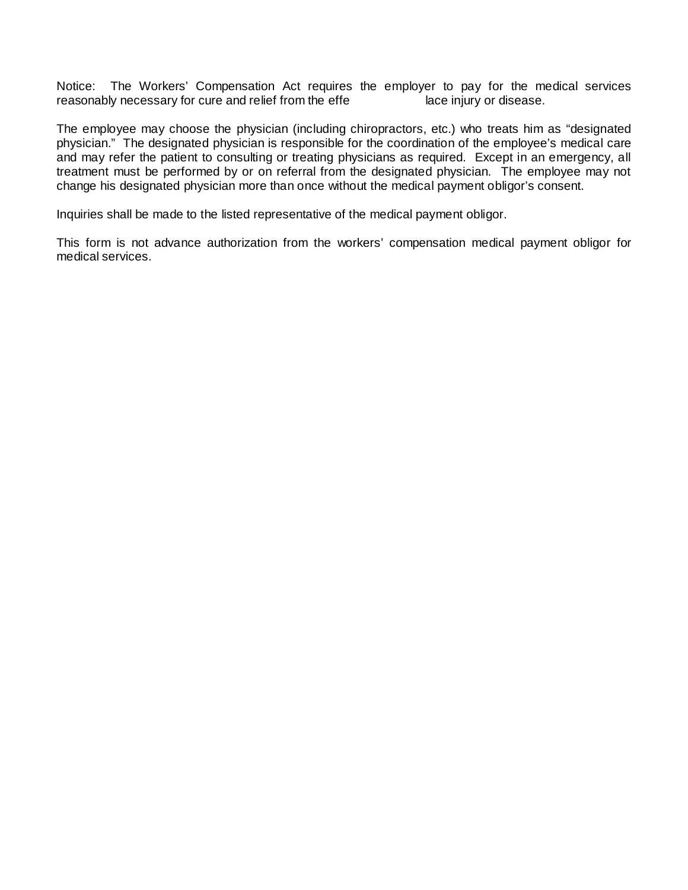Notice: The Workers' Compensation Act requires the employer to pay for the medical services reasonably necessary for cure and relief from the effe                lace injury or disease.

The employee may choose the physician (including chiropractors, etc.) who treats him as "designated physician." The designated physician is responsible for the coordination of the employee's medical care and may refer the patient to consulting or treating physicians as required. Except in an emergency, all treatment must be performed by or on referral from the designated physician. The employee may not change his designated physician more than once without the medical payment obligor's consent.

Inquiries shall be made to the listed representative of the medical payment obligor.

This form is not advance authorization from the workers' compensation medical payment obligor for medical services.